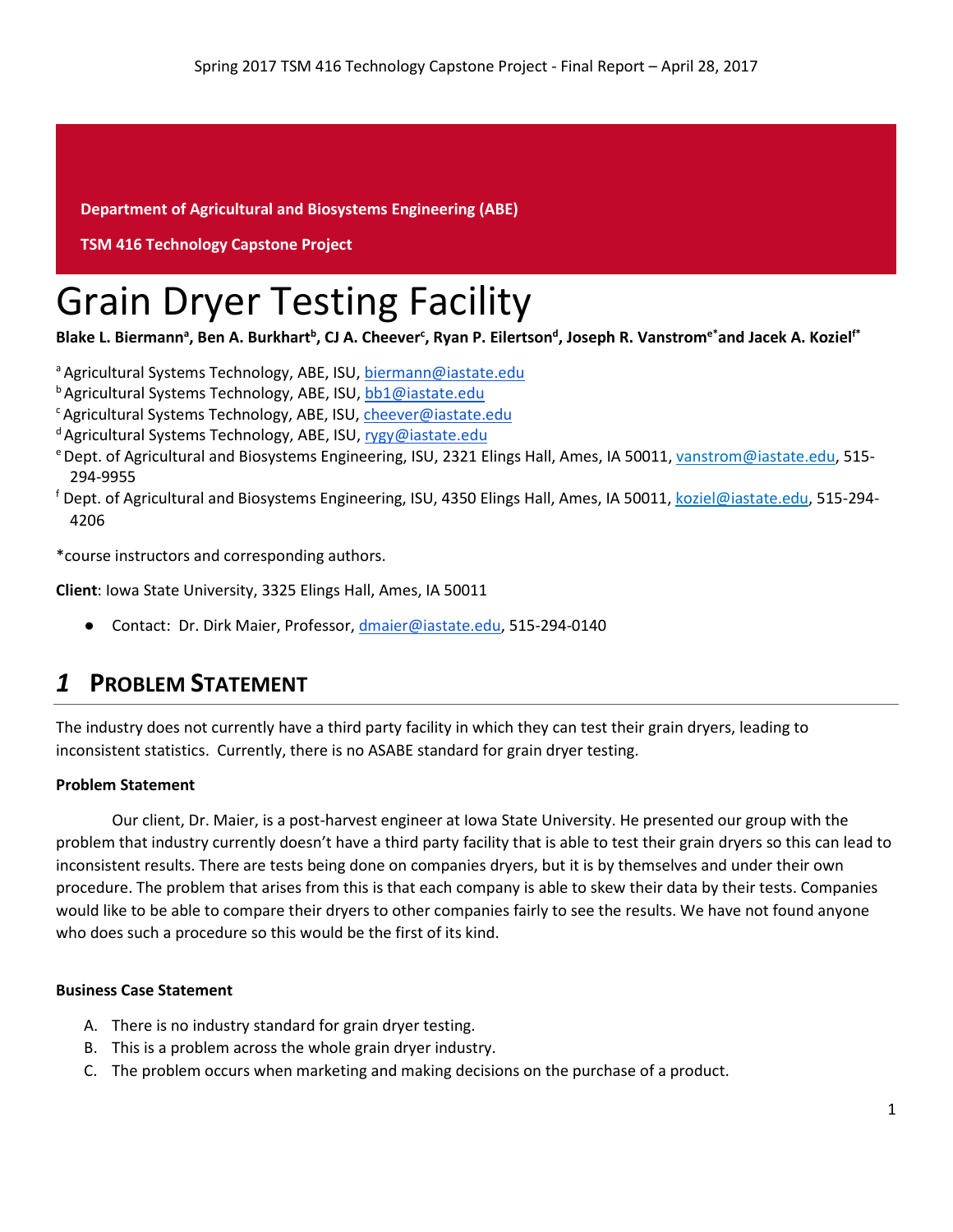Department of Agricultural and Biosystems Engineering (ABE)

TSM 416 Technology Capstone Project

# Grain Dryer Testing Facility

**Blake L. Biermann[a], Ben A. Burkhart[b], CJ A. Cheever[c], Ryan P. Eilertson[d], Joseph R. Vanstrom[e*] and Jacek A. Koziel[f*]**

[a] Agricultural Systems Technology, ABE, ISU, biermann@iastate.edu
[b] Agricultural Systems Technology, ABE, ISU, bb1@iastate.edu
[c] Agricultural Systems Technology, ABE, ISU, cheever@iastate.edu
[d] Agricultural Systems Technology, ABE, ISU, rygy@iastate.edu
[e] Dept. of Agricultural and Biosystems Engineering, ISU, 2321 Elings Hall, Ames, IA 50011, vanstrom@iastate.edu, 515-294-9955
[f] Dept. of Agricultural and Biosystems Engineering, ISU, 4350 Elings Hall, Ames, IA 50011, koziel@iastate.edu, 515-294-4206

*course instructors and corresponding authors.

**Client**: Iowa State University, 3325 Elings Hall, Ames, IA 50011

- Contact: Dr. Dirk Maier, Professor, dmaier@iastate.edu, 515-294-0140

## *1* Problem Statement

The industry does not currently have a third party facility in which they can test their grain dryers, leading to inconsistent statistics. Currently, there is no ASABE standard for grain dryer testing.

**Problem Statement**

Our client, Dr. Maier, is a post-harvest engineer at Iowa State University. He presented our group with the problem that industry currently doesn't have a third party facility that is able to test their grain dryers so this can lead to inconsistent results. There are tests being done on companies dryers, but it is by themselves and under their own procedure. The problem that arises from this is that each company is able to skew their data by their tests. Companies would like to be able to compare their dryers to other companies fairly to see the results. We have not found anyone who does such a procedure so this would be the first of its kind.

**Business Case Statement**

A. There is no industry standard for grain dryer testing.
B. This is a problem across the whole grain dryer industry.
C. The problem occurs when marketing and making decisions on the purchase of a product.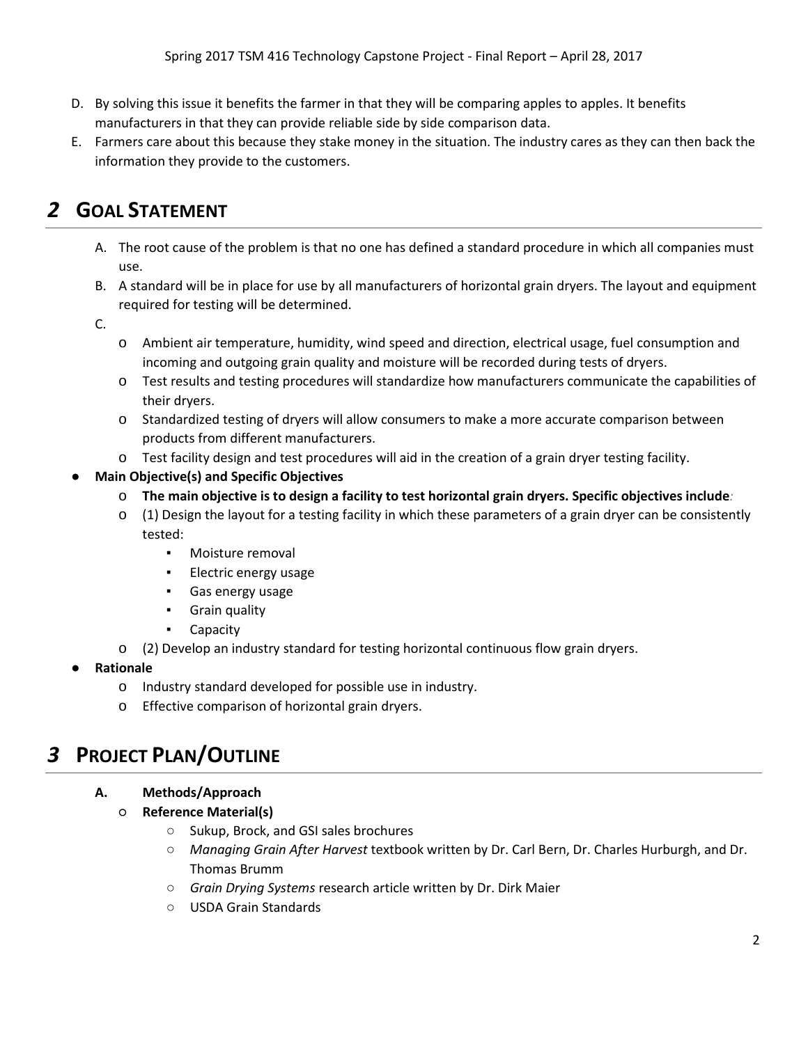D. By solving this issue it benefits the farmer in that they will be comparing apples to apples. It benefits manufacturers in that they can provide reliable side by side comparison data.

E. Farmers care about this because they stake money in the situation. The industry cares as they can then back the information they provide to the customers.

# *2* GOAL STATEMENT

A. The root cause of the problem is that no one has defined a standard procedure in which all companies must use.

B. A standard will be in place for use by all manufacturers of horizontal grain dryers. The layout and equipment required for testing will be determined.

C.

- Ambient air temperature, humidity, wind speed and direction, electrical usage, fuel consumption and incoming and outgoing grain quality and moisture will be recorded during tests of dryers.
- Test results and testing procedures will standardize how manufacturers communicate the capabilities of their dryers.
- Standardized testing of dryers will allow consumers to make a more accurate comparison between products from different manufacturers.
- Test facility design and test procedures will aid in the creation of a grain dryer testing facility.

- **Main Objective(s) and Specific Objectives**
  - **The main objective is to design a facility to test horizontal grain dryers. Specific objectives include***:*
  - (1) Design the layout for a testing facility in which these parameters of a grain dryer can be consistently tested:
    - Moisture removal
    - Electric energy usage
    - Gas energy usage
    - Grain quality
    - Capacity
  - (2) Develop an industry standard for testing horizontal continuous flow grain dryers.
- **Rationale**
  - Industry standard developed for possible use in industry.
  - Effective comparison of horizontal grain dryers.

# *3* PROJECT PLAN/OUTLINE

**A. Methods/Approach**

- **Reference Material(s)**
  - Sukup, Brock, and GSI sales brochures
  - *Managing Grain After Harvest* textbook written by Dr. Carl Bern, Dr. Charles Hurburgh, and Dr. Thomas Brumm
  - *Grain Drying Systems* research article written by Dr. Dirk Maier
  - USDA Grain Standards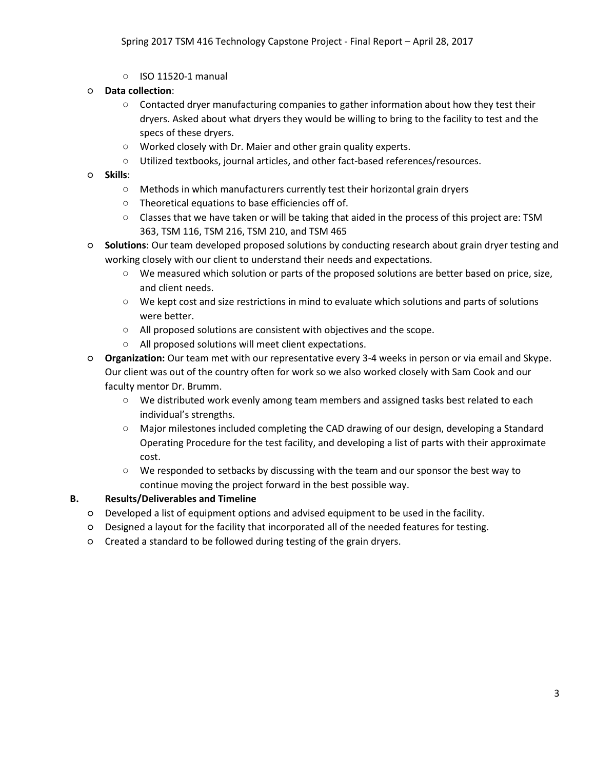- ISO 11520-1 manual
- **Data collection**:
  - Contacted dryer manufacturing companies to gather information about how they test their dryers. Asked about what dryers they would be willing to bring to the facility to test and the specs of these dryers.
  - Worked closely with Dr. Maier and other grain quality experts.
  - Utilized textbooks, journal articles, and other fact-based references/resources.
- **Skills**:
  - Methods in which manufacturers currently test their horizontal grain dryers
  - Theoretical equations to base efficiencies off of.
  - Classes that we have taken or will be taking that aided in the process of this project are: TSM 363, TSM 116, TSM 216, TSM 210, and TSM 465
- **Solutions**: Our team developed proposed solutions by conducting research about grain dryer testing and working closely with our client to understand their needs and expectations.
  - We measured which solution or parts of the proposed solutions are better based on price, size, and client needs.
  - We kept cost and size restrictions in mind to evaluate which solutions and parts of solutions were better.
  - All proposed solutions are consistent with objectives and the scope.
  - All proposed solutions will meet client expectations.
- **Organization:** Our team met with our representative every 3-4 weeks in person or via email and Skype. Our client was out of the country often for work so we also worked closely with Sam Cook and our faculty mentor Dr. Brumm.
  - We distributed work evenly among team members and assigned tasks best related to each individual's strengths.
  - Major milestones included completing the CAD drawing of our design, developing a Standard Operating Procedure for the test facility, and developing a list of parts with their approximate cost.
  - We responded to setbacks by discussing with the team and our sponsor the best way to continue moving the project forward in the best possible way.

### B. Results/Deliverables and Timeline

- Developed a list of equipment options and advised equipment to be used in the facility.
- Designed a layout for the facility that incorporated all of the needed features for testing.
- Created a standard to be followed during testing of the grain dryers.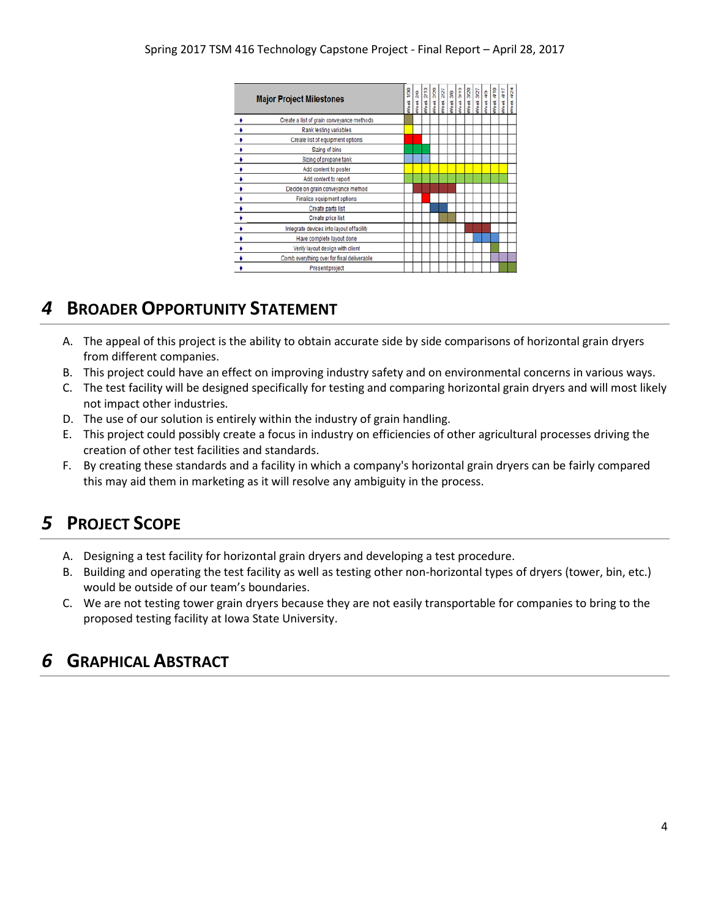| Major Project Milestones | Week 1/30 | Week 2/6 | Week 2/13 | Week 2/20 | Week 2/27 | Week 3/6 | Week 3/13 | Week 3/20 | Week 3/27 | Week 4/3 | Week 4/10 | Week 4/17 | Week 4/24 |
|---|---|---|---|---|---|---|---|---|---|---|---|---|---|
| Create a list of grain conveyance methods | ■ | | | | | | | | | | | | |
| Rank testing variables | ■ | | | | | | | | | | | | |
| Create list of equipment options | ■ | ■ | | | | | | | | | | | |
| Sizing of bins | ■ | ■ | ■ | | | | | | | | | | |
| Sizing of propane tank | ■ | ■ | ■ | | | | | | | | | | |
| Add content to poster | ■ | ■ | ■ | ■ | ■ | ■ | ■ | ■ | ■ | ■ | ■ | ■ | |
| Add content to report | ■ | ■ | ■ | ■ | ■ | ■ | ■ | ■ | ■ | ■ | ■ | ■ | |
| Decide on grain conveyance method | | ■ | ■ | ■ | ■ | ■ | | | | | | | |
| Finalize equipment options | | | ■ | | | | | | | | | | |
| Create parts list | | | | ■ | ■ | | | | | | | | |
| Create price list | | | | | ■ | ■ | | | | | | | |
| Integrate devices into layout of facility | | | | | | | | ■ | ■ | ■ | | | |
| Have complete layout done | | | | | | | | | ■ | ■ | ■ | | |
| Verify layout design with client | | | | | | | | | | | ■ | | |
| Comb everything over for final deliverable | | | | | | | | | | | ■ | ■ | ■ |
| Present project | | | | | | | | | | | | ■ | ■ |

# 4 Broader Opportunity Statement

A. The appeal of this project is the ability to obtain accurate side by side comparisons of horizontal grain dryers from different companies.
B. This project could have an effect on improving industry safety and on environmental concerns in various ways.
C. The test facility will be designed specifically for testing and comparing horizontal grain dryers and will most likely not impact other industries.
D. The use of our solution is entirely within the industry of grain handling.
E. This project could possibly create a focus in industry on efficiencies of other agricultural processes driving the creation of other test facilities and standards.
F. By creating these standards and a facility in which a company's horizontal grain dryers can be fairly compared this may aid them in marketing as it will resolve any ambiguity in the process.

# 5 Project Scope

A. Designing a test facility for horizontal grain dryers and developing a test procedure.
B. Building and operating the test facility as well as testing other non-horizontal types of dryers (tower, bin, etc.) would be outside of our team's boundaries.
C. We are not testing tower grain dryers because they are not easily transportable for companies to bring to the proposed testing facility at Iowa State University.

# 6 Graphical Abstract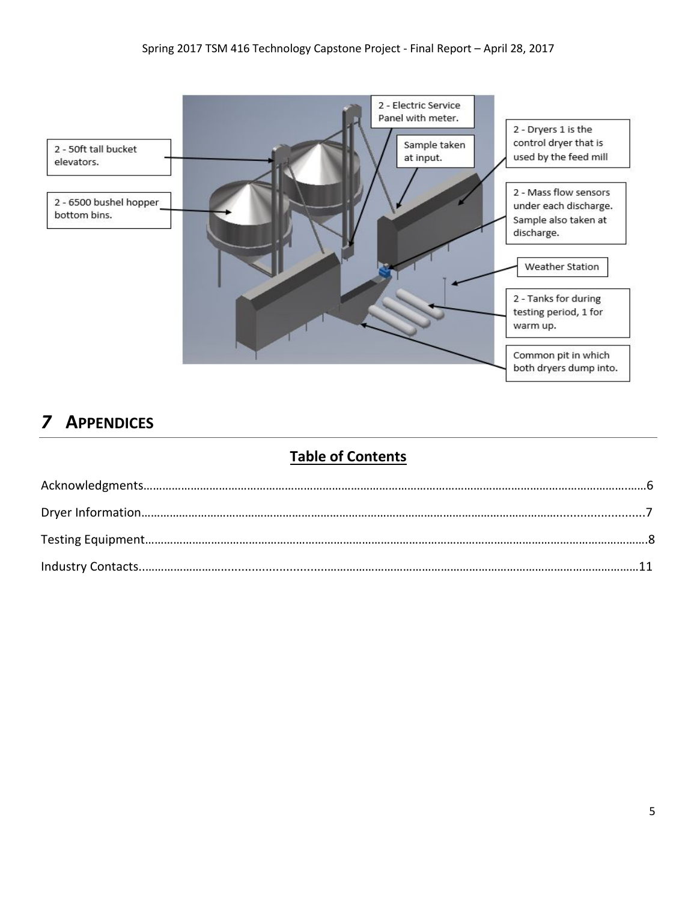2 - 50ft tall bucket elevators.

2 - 6500 bushel hopper bottom bins.

2 - Electric Service Panel with meter.

Sample taken at input.

2 - Dryers 1 is the control dryer that is used by the feed mill

2 - Mass flow sensors under each discharge. Sample also taken at discharge.

Weather Station

2 - Tanks for during testing period, 1 for warm up.

Common pit in which both dryers dump into.

# *7* APPENDICES

## Table of Contents

Acknowledgments……………………………………………………………………………………………………………………………………6

Dryer Information……………………………………………………………………………………………………………………………………7

Testing Equipment……………………………………………………………………………………………………………………………………8

Industry Contacts……………………………………………………………………………………………………………………………………11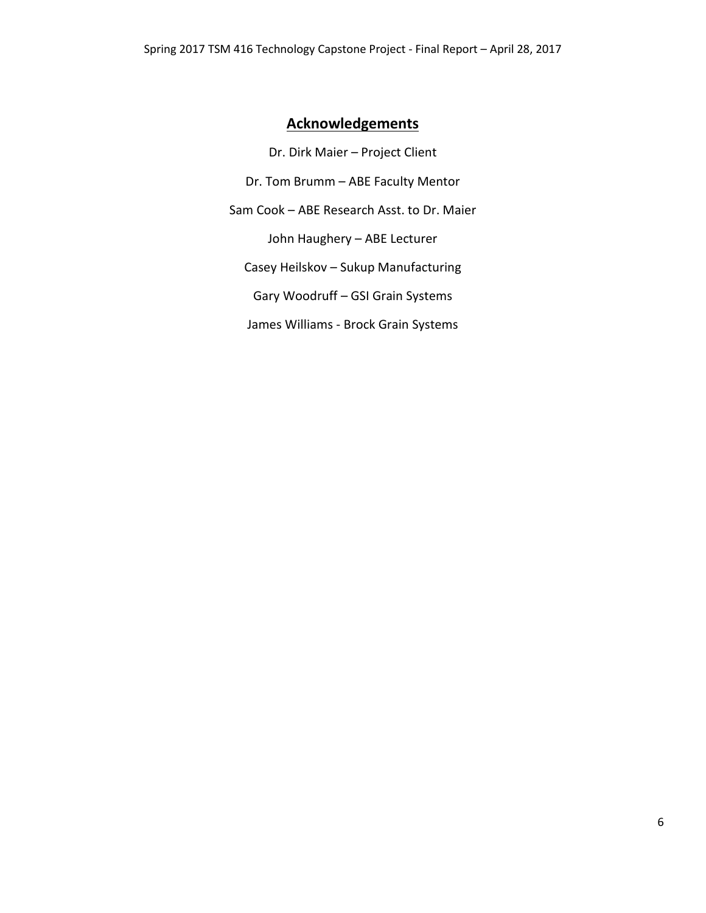## Acknowledgements

Dr. Dirk Maier – Project Client

Dr. Tom Brumm – ABE Faculty Mentor

Sam Cook – ABE Research Asst. to Dr. Maier

John Haughery – ABE Lecturer

Casey Heilskov – Sukup Manufacturing

Gary Woodruff – GSI Grain Systems

James Williams - Brock Grain Systems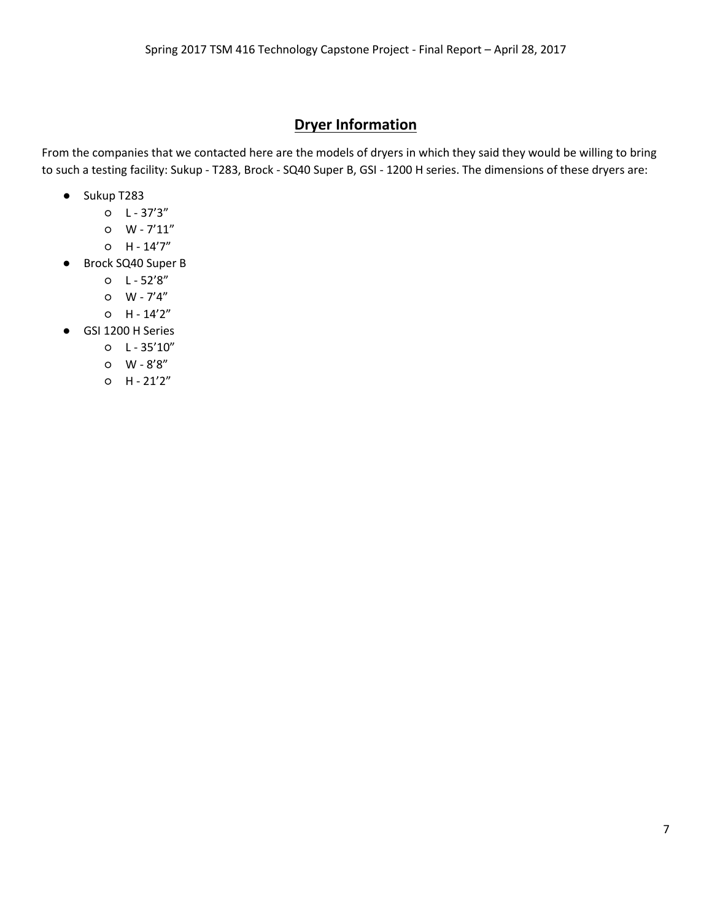## Dryer Information

From the companies that we contacted here are the models of dryers in which they said they would be willing to bring to such a testing facility: Sukup - T283, Brock - SQ40 Super B, GSI - 1200 H series. The dimensions of these dryers are:

- Sukup T283
    - L - 37'3"
    - W - 7'11"
    - H - 14'7"
- Brock SQ40 Super B
    - L - 52'8"
    - W - 7'4"
    - H - 14'2"
- GSI 1200 H Series
    - L - 35'10"
    - W - 8'8"
    - H - 21'2"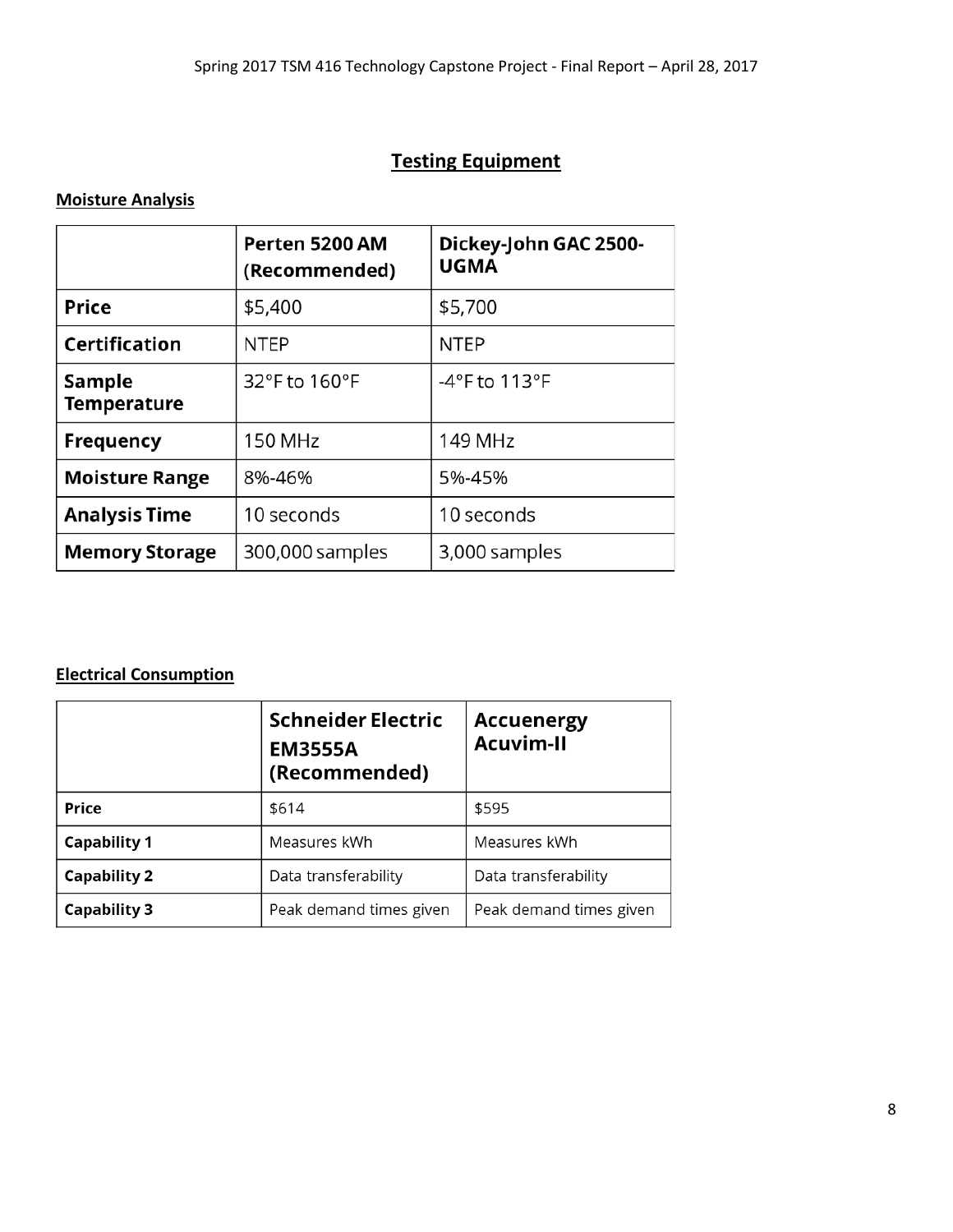# Testing Equipment

**Moisture Analysis**

| | **Perten 5200 AM (Recommended)** | **Dickey-John GAC 2500-UGMA** |
|---|---|---|
| **Price** | $5,400 | $5,700 |
| **Certification** | NTEP | NTEP |
| **Sample Temperature** | 32°F to 160°F | -4°F to 113°F |
| **Frequency** | 150 MHz | 149 MHz |
| **Moisture Range** | 8%-46% | 5%-45% |
| **Analysis Time** | 10 seconds | 10 seconds |
| **Memory Storage** | 300,000 samples | 3,000 samples |

**Electrical Consumption**

| | **Schneider Electric EM3555A (Recommended)** | **Accuenergy Acuvim-II** |
|---|---|---|
| **Price** | $614 | $595 |
| **Capability 1** | Measures kWh | Measures kWh |
| **Capability 2** | Data transferability | Data transferability |
| **Capability 3** | Peak demand times given | Peak demand times given |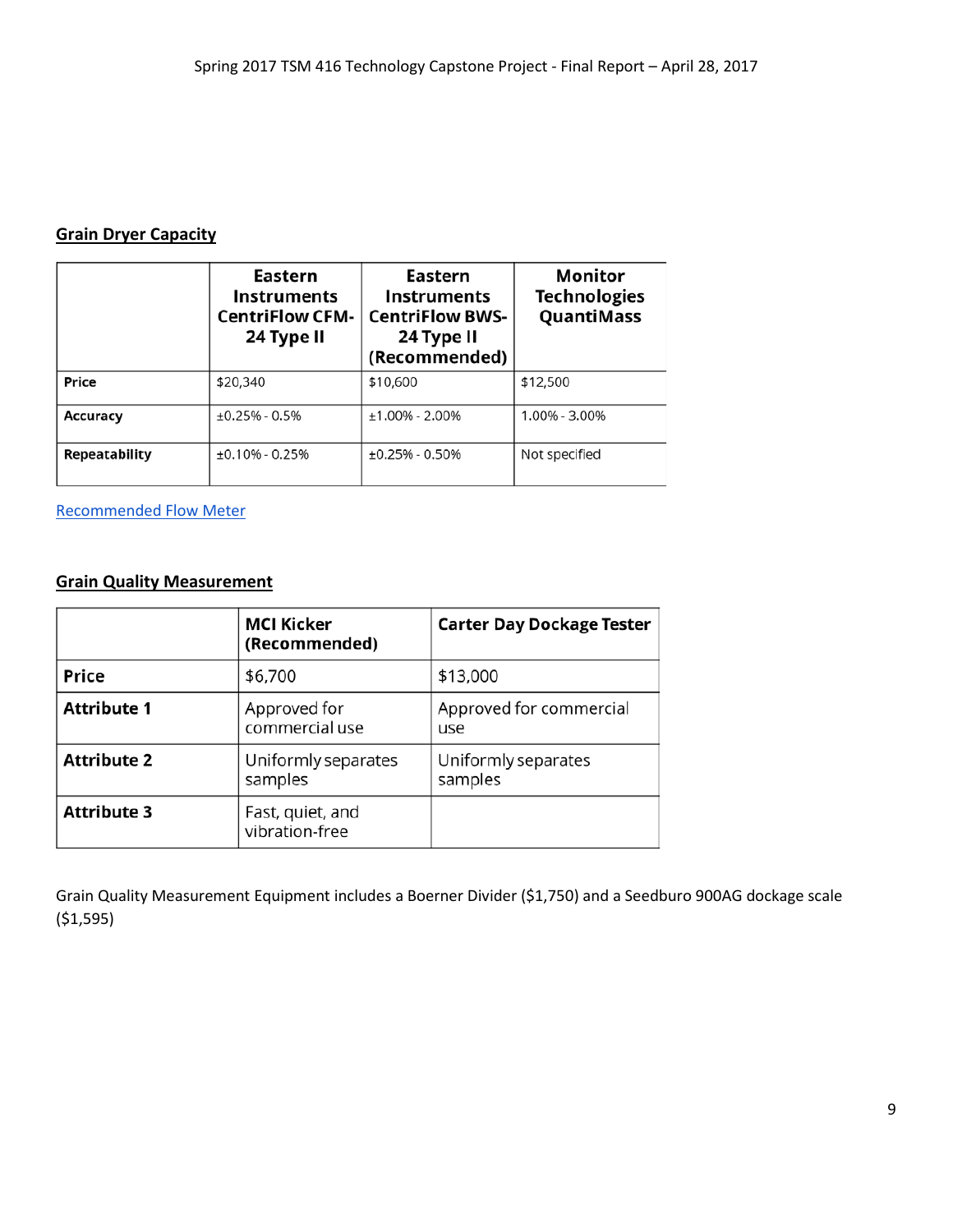## Grain Dryer Capacity

| | Eastern Instruments CentriFlow CFM-24 Type II | Eastern Instruments CentriFlow BWS-24 Type II (Recommended) | Monitor Technologies QuantiMass |
|---|---|---|---|
| **Price** | $20,340 | $10,600 | $12,500 |
| **Accuracy** | ±0.25% - 0.5% | ±1.00% - 2.00% | 1.00% - 3.00% |
| **Repeatability** | ±0.10% - 0.25% | ±0.25% - 0.50% | Not specified |

Recommended Flow Meter

## Grain Quality Measurement

| | MCI Kicker (Recommended) | Carter Day Dockage Tester |
|---|---|---|
| **Price** | $6,700 | $13,000 |
| **Attribute 1** | Approved for commercial use | Approved for commercial use |
| **Attribute 2** | Uniformly separates samples | Uniformly separates samples |
| **Attribute 3** | Fast, quiet, and vibration-free | |

Grain Quality Measurement Equipment includes a Boerner Divider ($1,750) and a Seedburo 900AG dockage scale ($1,595)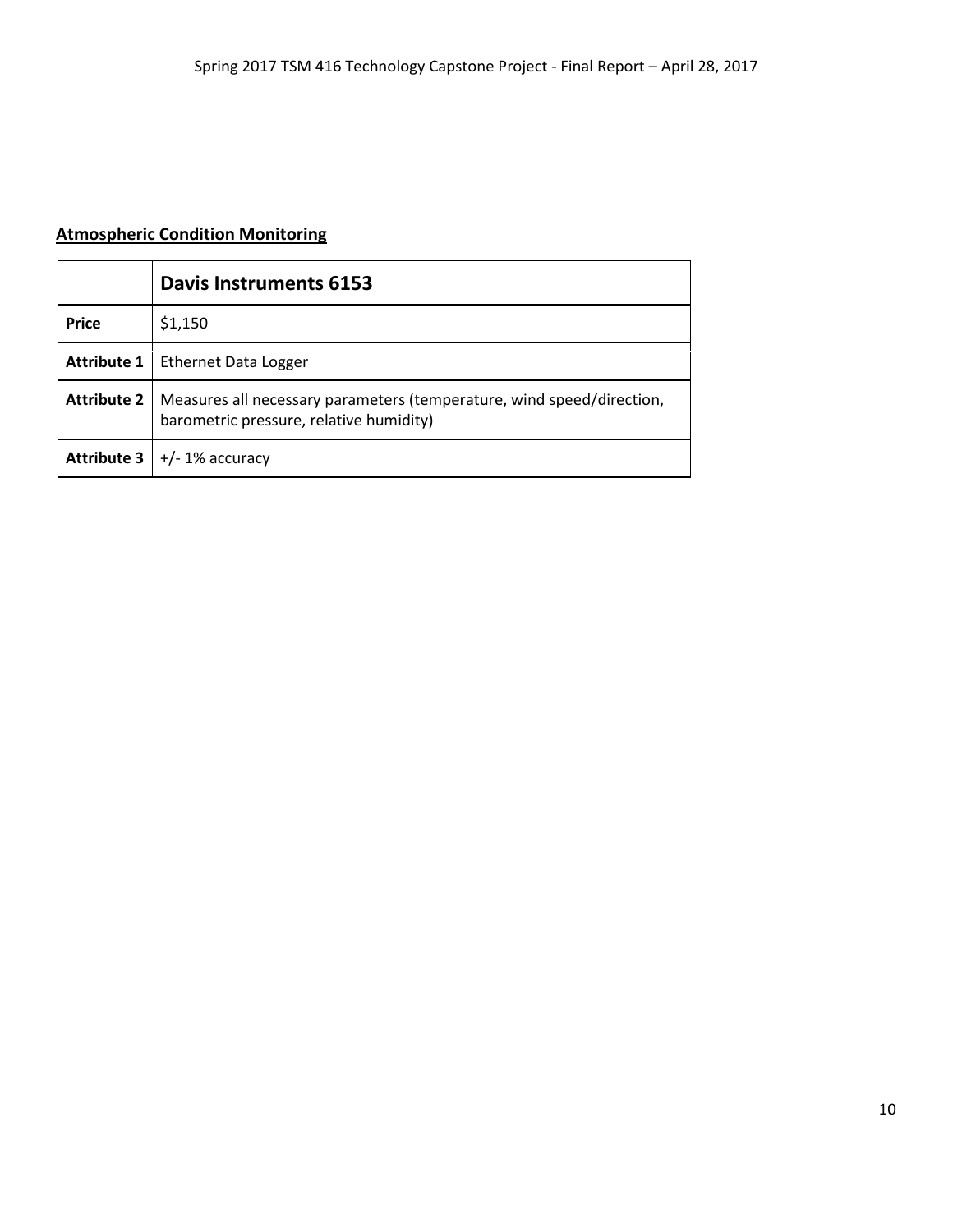**Atmospheric Condition Monitoring**

| | **Davis Instruments 6153** |
|---|---|
| **Price** | $1,150 |
| **Attribute 1** | Ethernet Data Logger |
| **Attribute 2** | Measures all necessary parameters (temperature, wind speed/direction, barometric pressure, relative humidity) |
| **Attribute 3** | +/- 1% accuracy |